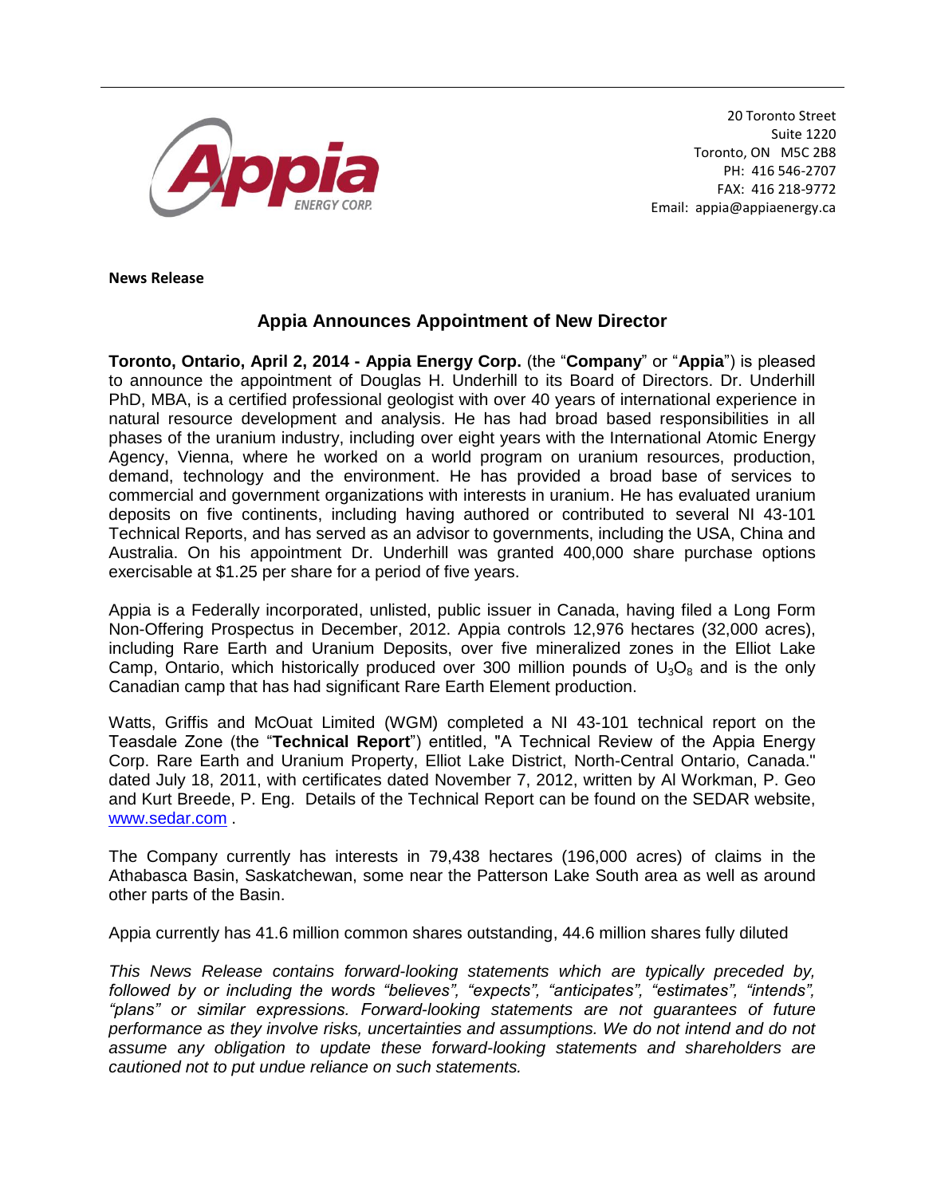20 Toronto Street
Suite 1220
Toronto, ON M5C 2B8
PH: 416 546-2707
FAX: 416 218-9772
Email: appia@appiaenergy.ca

**News Release**

## Appia Announces Appointment of New Director

**Toronto, Ontario, April 2, 2014 - Appia Energy Corp.** (the "**Company**" or "**Appia**") is pleased to announce the appointment of Douglas H. Underhill to its Board of Directors. Dr. Underhill PhD, MBA, is a certified professional geologist with over 40 years of international experience in natural resource development and analysis. He has had broad based responsibilities in all phases of the uranium industry, including over eight years with the International Atomic Energy Agency, Vienna, where he worked on a world program on uranium resources, production, demand, technology and the environment. He has provided a broad base of services to commercial and government organizations with interests in uranium. He has evaluated uranium deposits on five continents, including having authored or contributed to several NI 43-101 Technical Reports, and has served as an advisor to governments, including the USA, China and Australia. On his appointment Dr. Underhill was granted 400,000 share purchase options exercisable at $1.25 per share for a period of five years.

Appia is a Federally incorporated, unlisted, public issuer in Canada, having filed a Long Form Non-Offering Prospectus in December, 2012. Appia controls 12,976 hectares (32,000 acres), including Rare Earth and Uranium Deposits, over five mineralized zones in the Elliot Lake Camp, Ontario, which historically produced over 300 million pounds of $U_3O_8$ and is the only Canadian camp that has had significant Rare Earth Element production.

Watts, Griffis and McOuat Limited (WGM) completed a NI 43-101 technical report on the Teasdale Zone (the "**Technical Report**") entitled, "A Technical Review of the Appia Energy Corp. Rare Earth and Uranium Property, Elliot Lake District, North-Central Ontario, Canada." dated July 18, 2011, with certificates dated November 7, 2012, written by Al Workman, P. Geo and Kurt Breede, P. Eng. Details of the Technical Report can be found on the SEDAR website, www.sedar.com .

The Company currently has interests in 79,438 hectares (196,000 acres) of claims in the Athabasca Basin, Saskatchewan, some near the Patterson Lake South area as well as around other parts of the Basin.

Appia currently has 41.6 million common shares outstanding, 44.6 million shares fully diluted

*This News Release contains forward-looking statements which are typically preceded by, followed by or including the words "believes", "expects", "anticipates", "estimates", "intends", "plans" or similar expressions. Forward-looking statements are not guarantees of future performance as they involve risks, uncertainties and assumptions. We do not intend and do not assume any obligation to update these forward-looking statements and shareholders are cautioned not to put undue reliance on such statements.*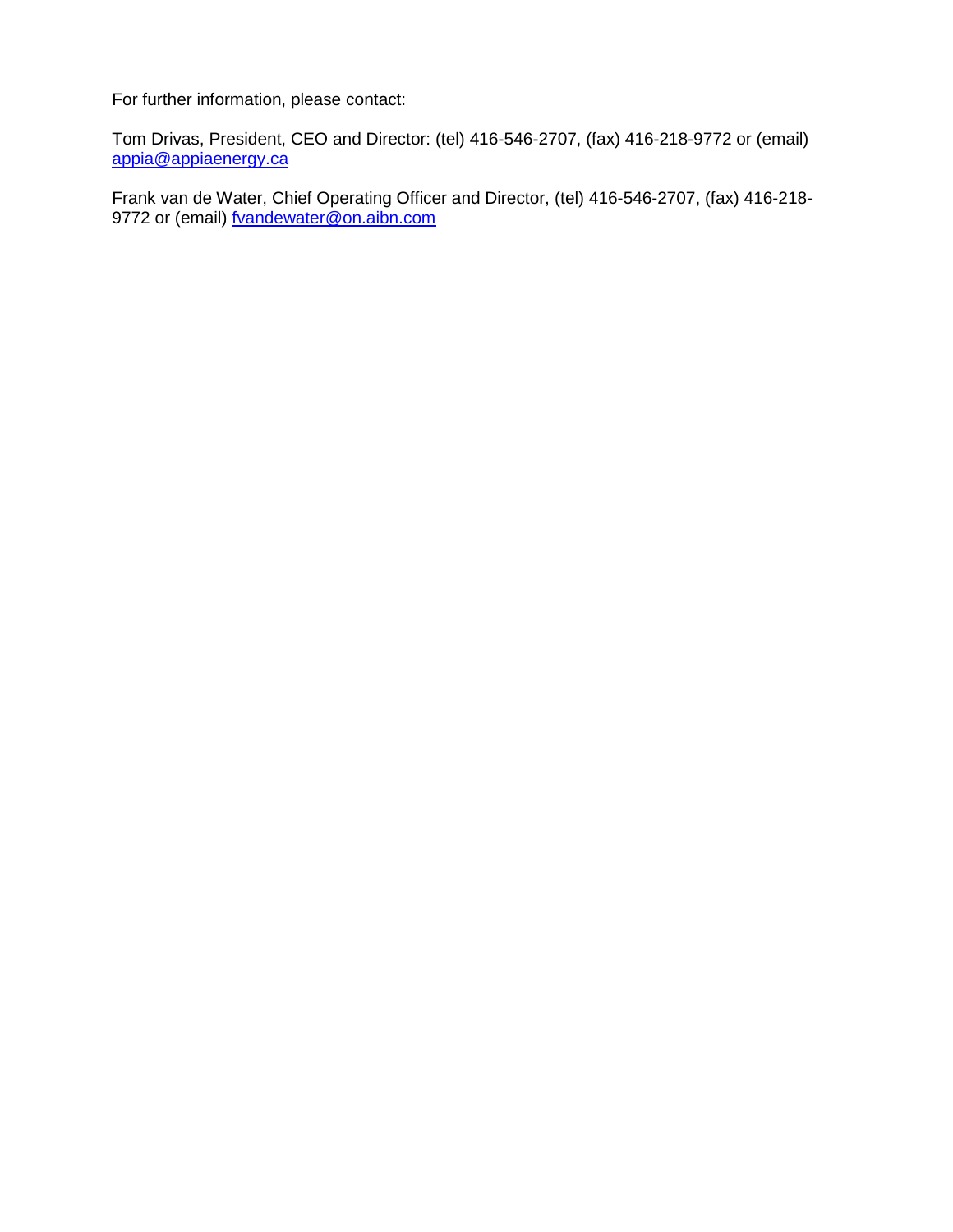For further information, please contact:

Tom Drivas, President, CEO and Director: (tel) 416-546-2707, (fax) 416-218-9772 or (email) appia@appiaenergy.ca

Frank van de Water, Chief Operating Officer and Director, (tel) 416-546-2707, (fax) 416-218-9772 or (email) fvandewater@on.aibn.com